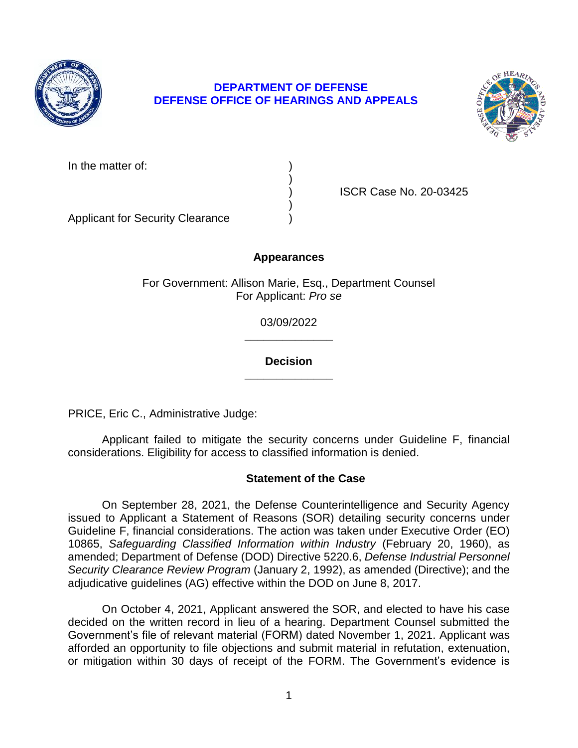# DEPARTMENT OF DEFENSE
# DEFENSE OFFICE OF HEARINGS AND APPEALS

| | | |
|---|---|---|
| In the matter of: | ) | |
| | ) | |
| | ) | ISCR Case No. 20-03425 |
| | ) | |
| Applicant for Security Clearance | ) | |

## Appearances

For Government: Allison Marie, Esq., Department Counsel
For Applicant: *Pro se*

03/09/2022

______________

## Decision

______________

PRICE, Eric C., Administrative Judge:

Applicant failed to mitigate the security concerns under Guideline F, financial considerations. Eligibility for access to classified information is denied.

## Statement of the Case

On September 28, 2021, the Defense Counterintelligence and Security Agency issued to Applicant a Statement of Reasons (SOR) detailing security concerns under Guideline F, financial considerations. The action was taken under Executive Order (EO) 10865, *Safeguarding Classified Information within Industry* (February 20, 1960), as amended; Department of Defense (DOD) Directive 5220.6, *Defense Industrial Personnel Security Clearance Review Program* (January 2, 1992), as amended (Directive); and the adjudicative guidelines (AG) effective within the DOD on June 8, 2017.

On October 4, 2021, Applicant answered the SOR, and elected to have his case decided on the written record in lieu of a hearing. Department Counsel submitted the Government's file of relevant material (FORM) dated November 1, 2021. Applicant was afforded an opportunity to file objections and submit material in refutation, extenuation, or mitigation within 30 days of receipt of the FORM. The Government's evidence is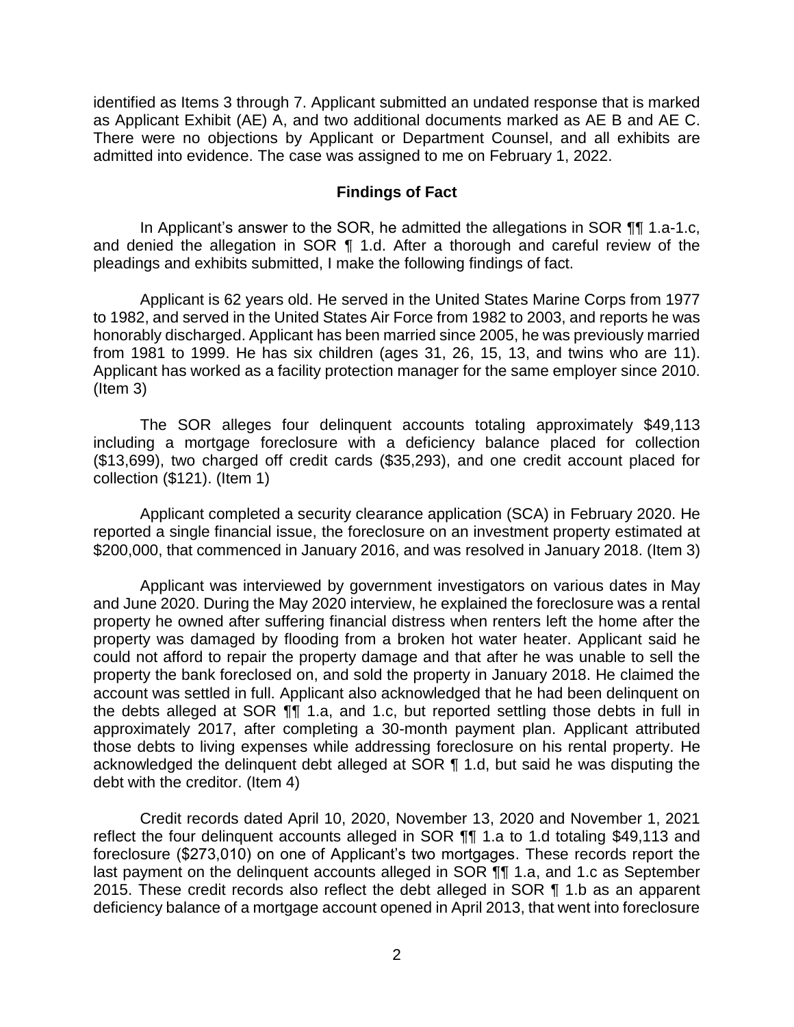identified as Items 3 through 7. Applicant submitted an undated response that is marked as Applicant Exhibit (AE) A, and two additional documents marked as AE B and AE C. There were no objections by Applicant or Department Counsel, and all exhibits are admitted into evidence. The case was assigned to me on February 1, 2022.

## Findings of Fact

In Applicant's answer to the SOR, he admitted the allegations in SOR ¶¶ 1.a-1.c, and denied the allegation in SOR ¶ 1.d. After a thorough and careful review of the pleadings and exhibits submitted, I make the following findings of fact.

Applicant is 62 years old. He served in the United States Marine Corps from 1977 to 1982, and served in the United States Air Force from 1982 to 2003, and reports he was honorably discharged. Applicant has been married since 2005, he was previously married from 1981 to 1999. He has six children (ages 31, 26, 15, 13, and twins who are 11). Applicant has worked as a facility protection manager for the same employer since 2010. (Item 3)

The SOR alleges four delinquent accounts totaling approximately $49,113 including a mortgage foreclosure with a deficiency balance placed for collection ($13,699), two charged off credit cards ($35,293), and one credit account placed for collection ($121). (Item 1)

Applicant completed a security clearance application (SCA) in February 2020. He reported a single financial issue, the foreclosure on an investment property estimated at $200,000, that commenced in January 2016, and was resolved in January 2018. (Item 3)

Applicant was interviewed by government investigators on various dates in May and June 2020. During the May 2020 interview, he explained the foreclosure was a rental property he owned after suffering financial distress when renters left the home after the property was damaged by flooding from a broken hot water heater. Applicant said he could not afford to repair the property damage and that after he was unable to sell the property the bank foreclosed on, and sold the property in January 2018. He claimed the account was settled in full. Applicant also acknowledged that he had been delinquent on the debts alleged at SOR ¶¶ 1.a, and 1.c, but reported settling those debts in full in approximately 2017, after completing a 30-month payment plan. Applicant attributed those debts to living expenses while addressing foreclosure on his rental property. He acknowledged the delinquent debt alleged at SOR ¶ 1.d, but said he was disputing the debt with the creditor. (Item 4)

Credit records dated April 10, 2020, November 13, 2020 and November 1, 2021 reflect the four delinquent accounts alleged in SOR ¶¶ 1.a to 1.d totaling $49,113 and foreclosure ($273,010) on one of Applicant's two mortgages. These records report the last payment on the delinquent accounts alleged in SOR ¶¶ 1.a, and 1.c as September 2015. These credit records also reflect the debt alleged in SOR ¶ 1.b as an apparent deficiency balance of a mortgage account opened in April 2013, that went into foreclosure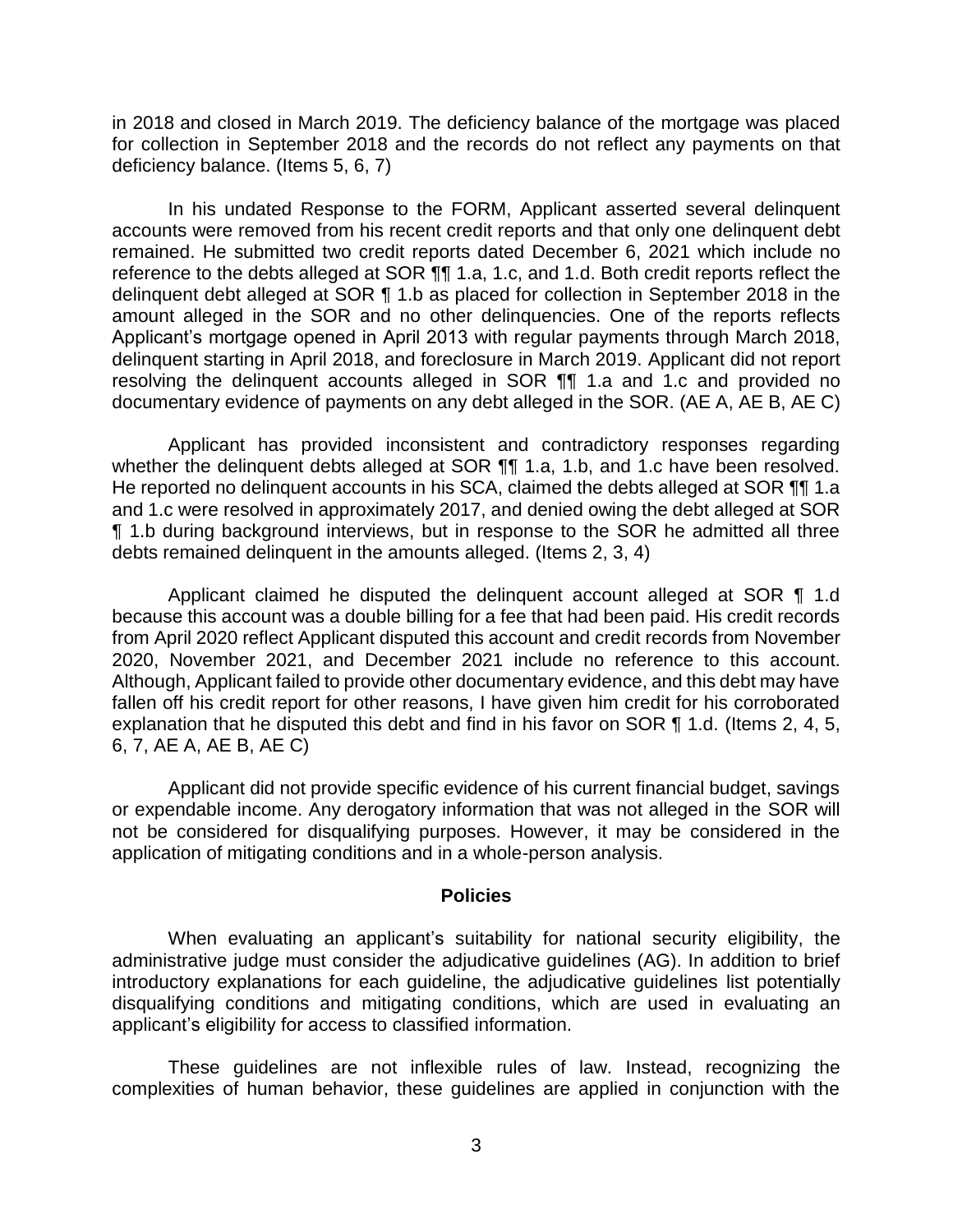in 2018 and closed in March 2019. The deficiency balance of the mortgage was placed for collection in September 2018 and the records do not reflect any payments on that deficiency balance. (Items 5, 6, 7)

In his undated Response to the FORM, Applicant asserted several delinquent accounts were removed from his recent credit reports and that only one delinquent debt remained. He submitted two credit reports dated December 6, 2021 which include no reference to the debts alleged at SOR ¶¶ 1.a, 1.c, and 1.d. Both credit reports reflect the delinquent debt alleged at SOR ¶ 1.b as placed for collection in September 2018 in the amount alleged in the SOR and no other delinquencies. One of the reports reflects Applicant's mortgage opened in April 2013 with regular payments through March 2018, delinquent starting in April 2018, and foreclosure in March 2019. Applicant did not report resolving the delinquent accounts alleged in SOR ¶¶ 1.a and 1.c and provided no documentary evidence of payments on any debt alleged in the SOR. (AE A, AE B, AE C)

Applicant has provided inconsistent and contradictory responses regarding whether the delinquent debts alleged at SOR ¶¶ 1.a, 1.b, and 1.c have been resolved. He reported no delinquent accounts in his SCA, claimed the debts alleged at SOR ¶¶ 1.a and 1.c were resolved in approximately 2017, and denied owing the debt alleged at SOR ¶ 1.b during background interviews, but in response to the SOR he admitted all three debts remained delinquent in the amounts alleged. (Items 2, 3, 4)

Applicant claimed he disputed the delinquent account alleged at SOR ¶ 1.d because this account was a double billing for a fee that had been paid. His credit records from April 2020 reflect Applicant disputed this account and credit records from November 2020, November 2021, and December 2021 include no reference to this account. Although, Applicant failed to provide other documentary evidence, and this debt may have fallen off his credit report for other reasons, I have given him credit for his corroborated explanation that he disputed this debt and find in his favor on SOR ¶ 1.d. (Items 2, 4, 5, 6, 7, AE A, AE B, AE C)

Applicant did not provide specific evidence of his current financial budget, savings or expendable income. Any derogatory information that was not alleged in the SOR will not be considered for disqualifying purposes. However, it may be considered in the application of mitigating conditions and in a whole-person analysis.

## Policies

When evaluating an applicant's suitability for national security eligibility, the administrative judge must consider the adjudicative guidelines (AG). In addition to brief introductory explanations for each guideline, the adjudicative guidelines list potentially disqualifying conditions and mitigating conditions, which are used in evaluating an applicant's eligibility for access to classified information.

These guidelines are not inflexible rules of law. Instead, recognizing the complexities of human behavior, these guidelines are applied in conjunction with the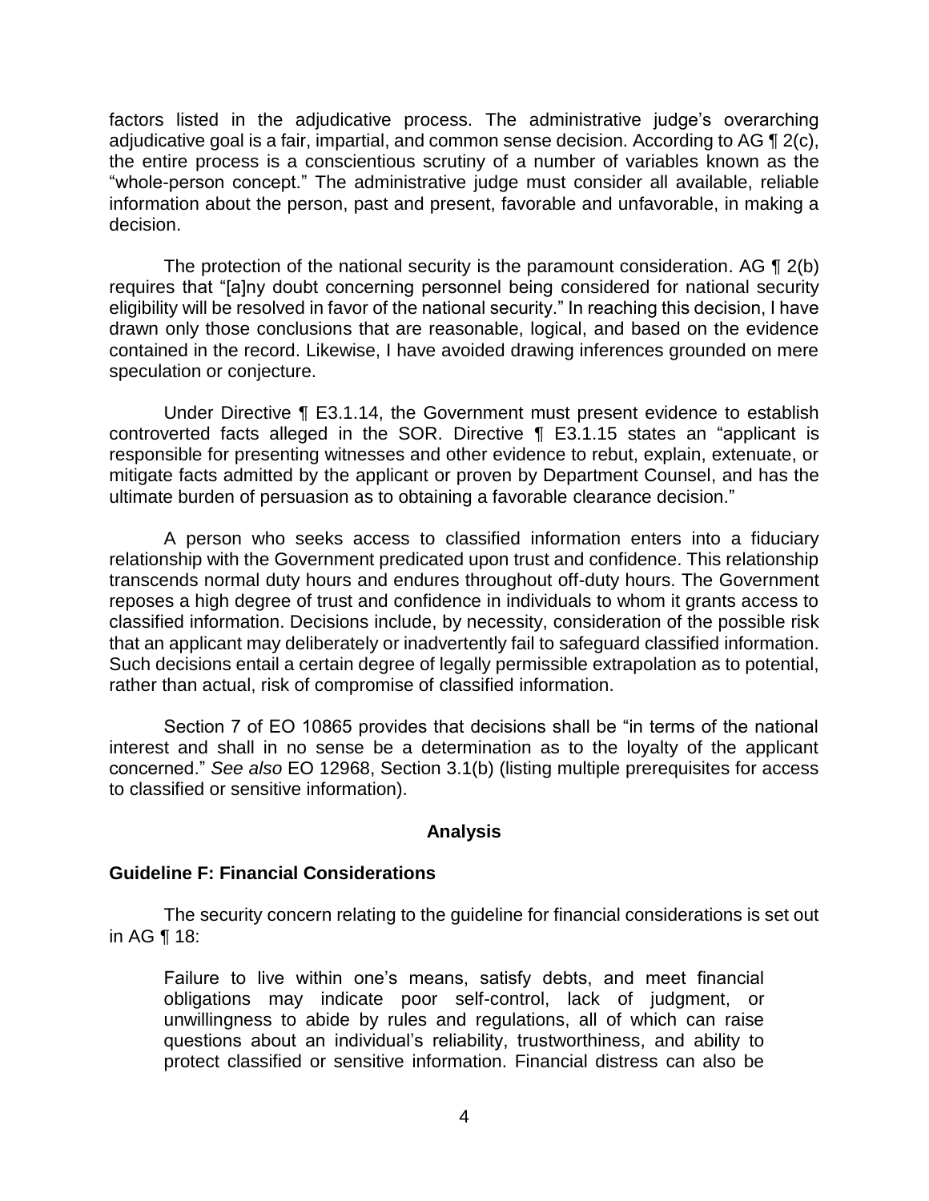factors listed in the adjudicative process. The administrative judge's overarching adjudicative goal is a fair, impartial, and common sense decision. According to AG ¶ 2(c), the entire process is a conscientious scrutiny of a number of variables known as the "whole-person concept." The administrative judge must consider all available, reliable information about the person, past and present, favorable and unfavorable, in making a decision.

The protection of the national security is the paramount consideration. AG ¶ 2(b) requires that "[a]ny doubt concerning personnel being considered for national security eligibility will be resolved in favor of the national security." In reaching this decision, I have drawn only those conclusions that are reasonable, logical, and based on the evidence contained in the record. Likewise, I have avoided drawing inferences grounded on mere speculation or conjecture.

Under Directive ¶ E3.1.14, the Government must present evidence to establish controverted facts alleged in the SOR. Directive ¶ E3.1.15 states an "applicant is responsible for presenting witnesses and other evidence to rebut, explain, extenuate, or mitigate facts admitted by the applicant or proven by Department Counsel, and has the ultimate burden of persuasion as to obtaining a favorable clearance decision."

A person who seeks access to classified information enters into a fiduciary relationship with the Government predicated upon trust and confidence. This relationship transcends normal duty hours and endures throughout off-duty hours. The Government reposes a high degree of trust and confidence in individuals to whom it grants access to classified information. Decisions include, by necessity, consideration of the possible risk that an applicant may deliberately or inadvertently fail to safeguard classified information. Such decisions entail a certain degree of legally permissible extrapolation as to potential, rather than actual, risk of compromise of classified information.

Section 7 of EO 10865 provides that decisions shall be "in terms of the national interest and shall in no sense be a determination as to the loyalty of the applicant concerned." *See also* EO 12968, Section 3.1(b) (listing multiple prerequisites for access to classified or sensitive information).

## Analysis

### Guideline F: Financial Considerations

The security concern relating to the guideline for financial considerations is set out in AG ¶ 18:

> Failure to live within one's means, satisfy debts, and meet financial obligations may indicate poor self-control, lack of judgment, or unwillingness to abide by rules and regulations, all of which can raise questions about an individual's reliability, trustworthiness, and ability to protect classified or sensitive information. Financial distress can also be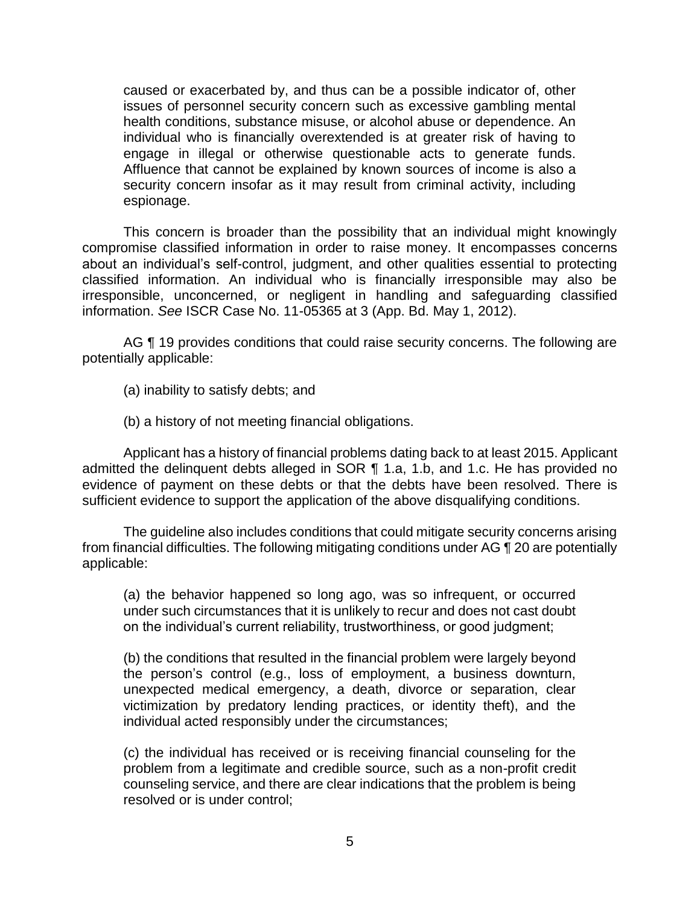> caused or exacerbated by, and thus can be a possible indicator of, other issues of personnel security concern such as excessive gambling mental health conditions, substance misuse, or alcohol abuse or dependence. An individual who is financially overextended is at greater risk of having to engage in illegal or otherwise questionable acts to generate funds. Affluence that cannot be explained by known sources of income is also a security concern insofar as it may result from criminal activity, including espionage.

This concern is broader than the possibility that an individual might knowingly compromise classified information in order to raise money. It encompasses concerns about an individual's self-control, judgment, and other qualities essential to protecting classified information. An individual who is financially irresponsible may also be irresponsible, unconcerned, or negligent in handling and safeguarding classified information. *See* ISCR Case No. 11-05365 at 3 (App. Bd. May 1, 2012).

AG ¶ 19 provides conditions that could raise security concerns. The following are potentially applicable:

> (a) inability to satisfy debts; and
>
> (b) a history of not meeting financial obligations.

Applicant has a history of financial problems dating back to at least 2015. Applicant admitted the delinquent debts alleged in SOR ¶ 1.a, 1.b, and 1.c. He has provided no evidence of payment on these debts or that the debts have been resolved. There is sufficient evidence to support the application of the above disqualifying conditions.

The guideline also includes conditions that could mitigate security concerns arising from financial difficulties. The following mitigating conditions under AG ¶ 20 are potentially applicable:

> (a) the behavior happened so long ago, was so infrequent, or occurred under such circumstances that it is unlikely to recur and does not cast doubt on the individual's current reliability, trustworthiness, or good judgment;
>
> (b) the conditions that resulted in the financial problem were largely beyond the person's control (e.g., loss of employment, a business downturn, unexpected medical emergency, a death, divorce or separation, clear victimization by predatory lending practices, or identity theft), and the individual acted responsibly under the circumstances;
>
> (c) the individual has received or is receiving financial counseling for the problem from a legitimate and credible source, such as a non-profit credit counseling service, and there are clear indications that the problem is being resolved or is under control;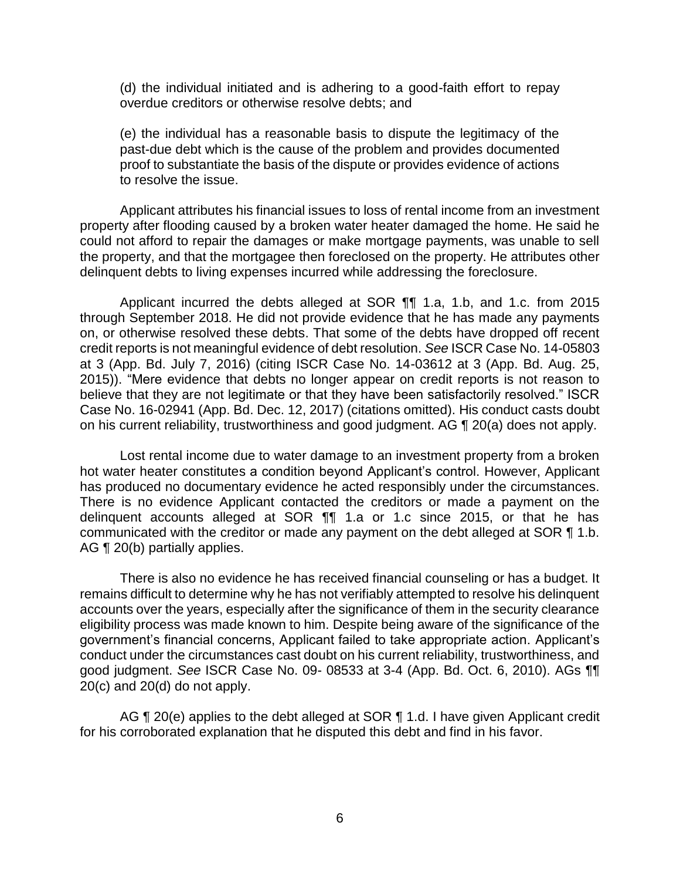(d) the individual initiated and is adhering to a good-faith effort to repay overdue creditors or otherwise resolve debts; and

(e) the individual has a reasonable basis to dispute the legitimacy of the past-due debt which is the cause of the problem and provides documented proof to substantiate the basis of the dispute or provides evidence of actions to resolve the issue.

Applicant attributes his financial issues to loss of rental income from an investment property after flooding caused by a broken water heater damaged the home. He said he could not afford to repair the damages or make mortgage payments, was unable to sell the property, and that the mortgagee then foreclosed on the property. He attributes other delinquent debts to living expenses incurred while addressing the foreclosure.

Applicant incurred the debts alleged at SOR ¶¶ 1.a, 1.b, and 1.c. from 2015 through September 2018. He did not provide evidence that he has made any payments on, or otherwise resolved these debts. That some of the debts have dropped off recent credit reports is not meaningful evidence of debt resolution. *See* ISCR Case No. 14-05803 at 3 (App. Bd. July 7, 2016) (citing ISCR Case No. 14-03612 at 3 (App. Bd. Aug. 25, 2015)). "Mere evidence that debts no longer appear on credit reports is not reason to believe that they are not legitimate or that they have been satisfactorily resolved." ISCR Case No. 16-02941 (App. Bd. Dec. 12, 2017) (citations omitted). His conduct casts doubt on his current reliability, trustworthiness and good judgment. AG ¶ 20(a) does not apply.

Lost rental income due to water damage to an investment property from a broken hot water heater constitutes a condition beyond Applicant's control. However, Applicant has produced no documentary evidence he acted responsibly under the circumstances. There is no evidence Applicant contacted the creditors or made a payment on the delinquent accounts alleged at SOR ¶¶ 1.a or 1.c since 2015, or that he has communicated with the creditor or made any payment on the debt alleged at SOR ¶ 1.b. AG ¶ 20(b) partially applies.

There is also no evidence he has received financial counseling or has a budget. It remains difficult to determine why he has not verifiably attempted to resolve his delinquent accounts over the years, especially after the significance of them in the security clearance eligibility process was made known to him. Despite being aware of the significance of the government's financial concerns, Applicant failed to take appropriate action. Applicant's conduct under the circumstances cast doubt on his current reliability, trustworthiness, and good judgment. *See* ISCR Case No. 09- 08533 at 3-4 (App. Bd. Oct. 6, 2010). AGs ¶¶ 20(c) and 20(d) do not apply.

AG ¶ 20(e) applies to the debt alleged at SOR ¶ 1.d. I have given Applicant credit for his corroborated explanation that he disputed this debt and find in his favor.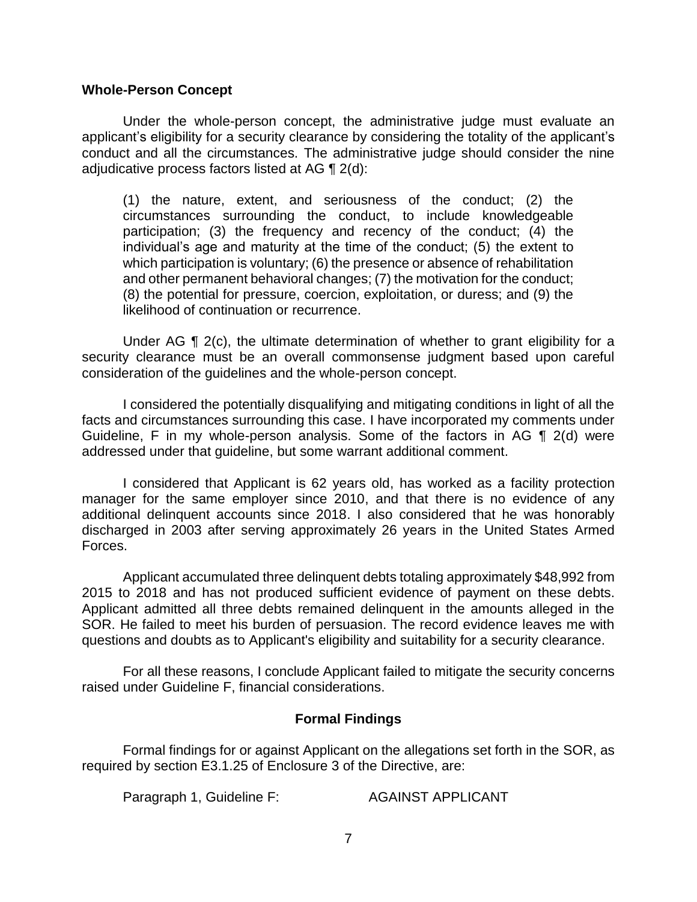**Whole-Person Concept**

Under the whole-person concept, the administrative judge must evaluate an applicant's eligibility for a security clearance by considering the totality of the applicant's conduct and all the circumstances. The administrative judge should consider the nine adjudicative process factors listed at AG ¶ 2(d):

> (1) the nature, extent, and seriousness of the conduct; (2) the circumstances surrounding the conduct, to include knowledgeable participation; (3) the frequency and recency of the conduct; (4) the individual's age and maturity at the time of the conduct; (5) the extent to which participation is voluntary; (6) the presence or absence of rehabilitation and other permanent behavioral changes; (7) the motivation for the conduct; (8) the potential for pressure, coercion, exploitation, or duress; and (9) the likelihood of continuation or recurrence.

Under AG ¶ 2(c), the ultimate determination of whether to grant eligibility for a security clearance must be an overall commonsense judgment based upon careful consideration of the guidelines and the whole-person concept.

I considered the potentially disqualifying and mitigating conditions in light of all the facts and circumstances surrounding this case. I have incorporated my comments under Guideline, F in my whole-person analysis. Some of the factors in AG ¶ 2(d) were addressed under that guideline, but some warrant additional comment.

I considered that Applicant is 62 years old, has worked as a facility protection manager for the same employer since 2010, and that there is no evidence of any additional delinquent accounts since 2018. I also considered that he was honorably discharged in 2003 after serving approximately 26 years in the United States Armed Forces.

Applicant accumulated three delinquent debts totaling approximately $48,992 from 2015 to 2018 and has not produced sufficient evidence of payment on these debts. Applicant admitted all three debts remained delinquent in the amounts alleged in the SOR. He failed to meet his burden of persuasion. The record evidence leaves me with questions and doubts as to Applicant's eligibility and suitability for a security clearance.

For all these reasons, I conclude Applicant failed to mitigate the security concerns raised under Guideline F, financial considerations.

## Formal Findings

Formal findings for or against Applicant on the allegations set forth in the SOR, as required by section E3.1.25 of Enclosure 3 of the Directive, are:

Paragraph 1, Guideline F: AGAINST APPLICANT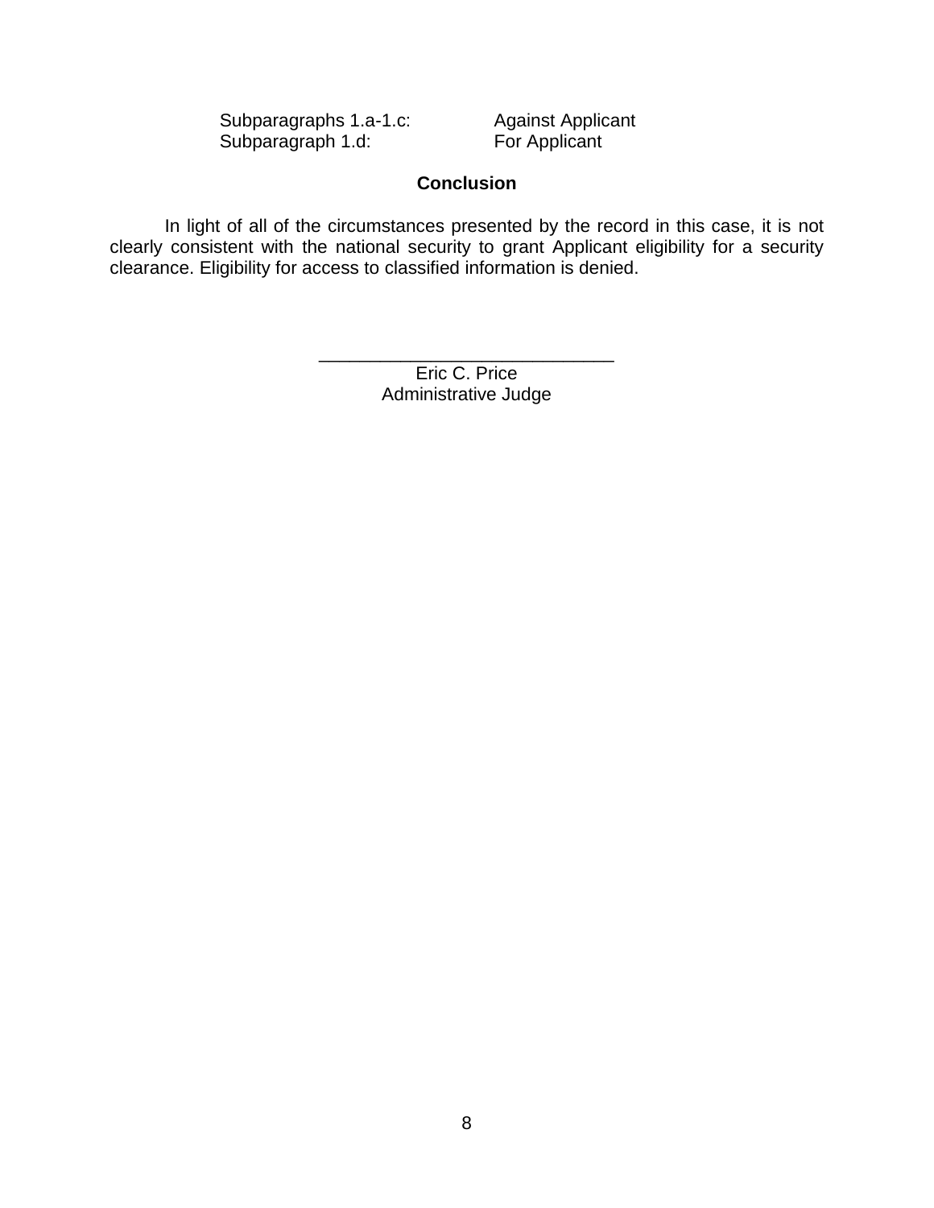| | |
|---|---|
| Subparagraphs 1.a-1.c: | Against Applicant |
| Subparagraph 1.d: | For Applicant |

## Conclusion

In light of all of the circumstances presented by the record in this case, it is not clearly consistent with the national security to grant Applicant eligibility for a security clearance. Eligibility for access to classified information is denied.

______________________________
Eric C. Price
Administrative Judge